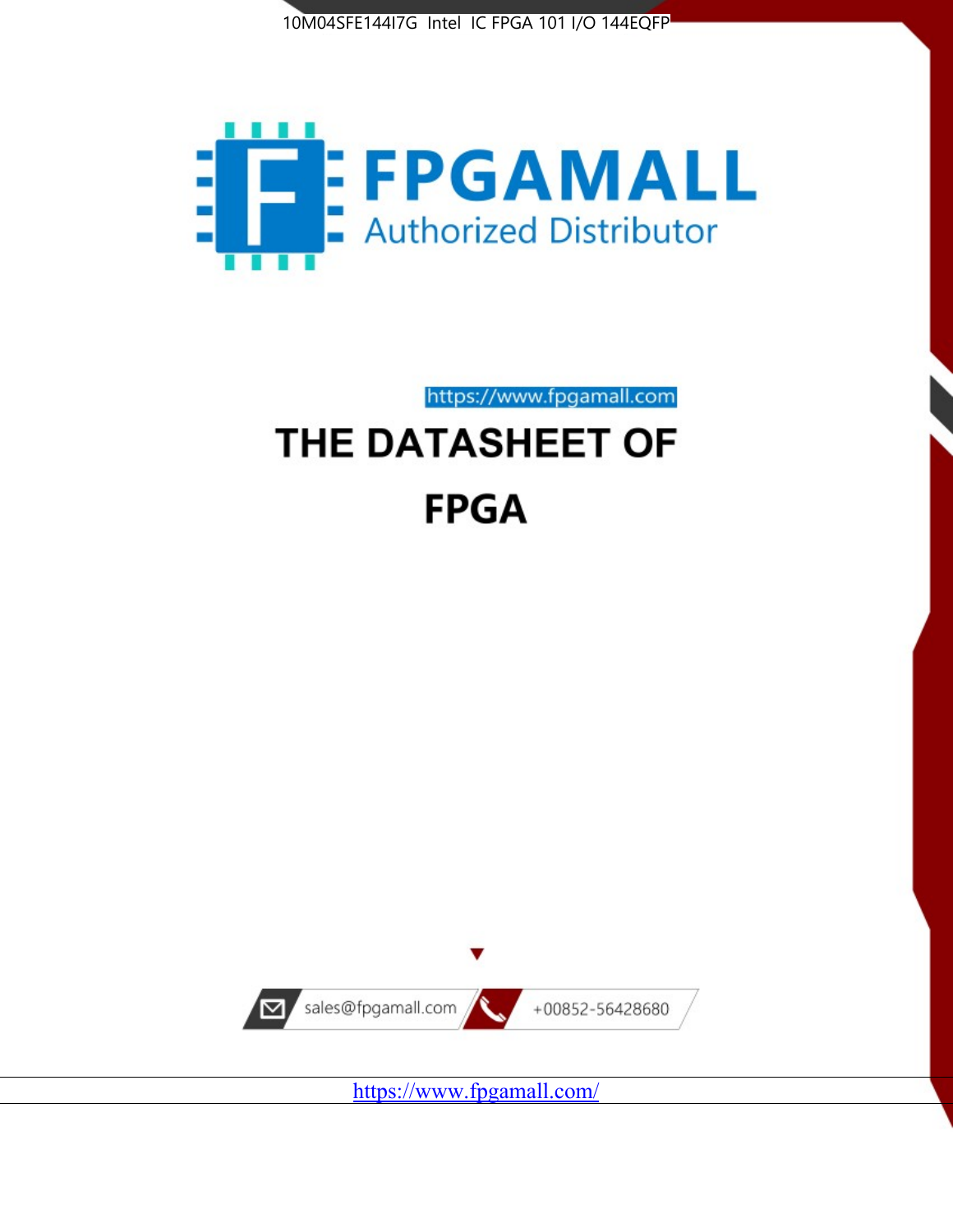10M04SFE144I7G Intel IC FPGA 101 I/O 144EQFP

FPGAMALL
Authorized Distributor

https://www.fpgamall.com

# THE DATASHEET OF

# FPGA

sales@fpgamall.com

+00852-56428680

https://www.fpgamall.com/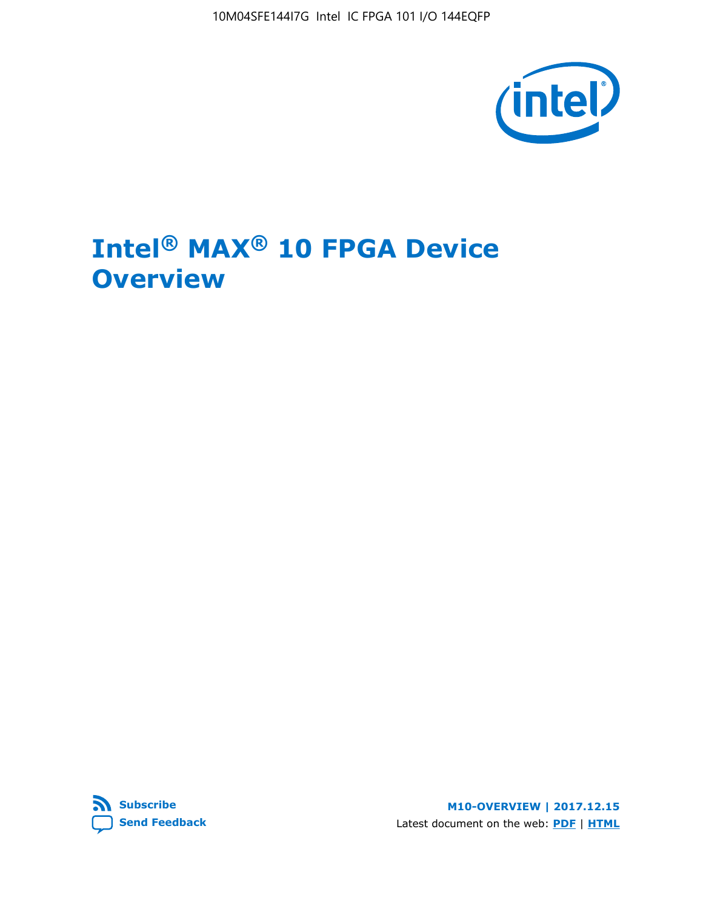# Intel® MAX® 10 FPGA Device Overview

Subscribe

Send Feedback

M10-OVERVIEW | 2017.12.15

Latest document on the web: PDF | HTML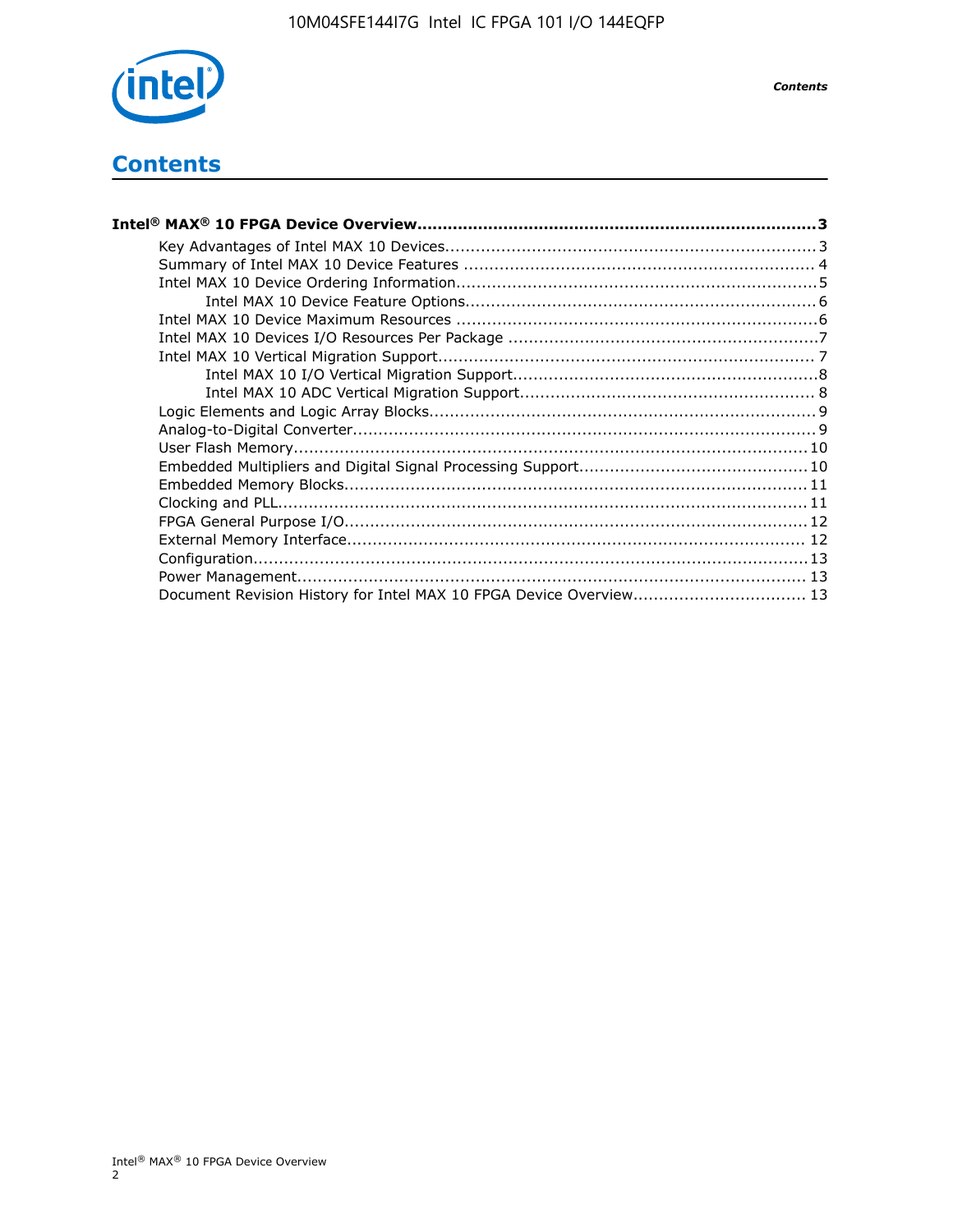# Contents

**Intel® MAX® 10 FPGA Device Overview....................................................................................3**

- Key Advantages of Intel MAX 10 Devices........................................................................3
- Summary of Intel MAX 10 Device Features ....................................................................4
- Intel MAX 10 Device Ordering Information......................................................................5
    - Intel MAX 10 Device Feature Options.....................................................................6
- Intel MAX 10 Device Maximum Resources ......................................................................6
- Intel MAX 10 Devices I/O Resources Per Package ............................................................7
- Intel MAX 10 Vertical Migration Support.........................................................................7
    - Intel MAX 10 I/O Vertical Migration Support............................................................8
    - Intel MAX 10 ADC Vertical Migration Support..........................................................8
- Logic Elements and Logic Array Blocks...........................................................................9
- Analog-to-Digital Converter..........................................................................................9
- User Flash Memory....................................................................................................10
- Embedded Multipliers and Digital Signal Processing Support............................................10
- Embedded Memory Blocks..........................................................................................11
- Clocking and PLL.......................................................................................................11
- FPGA General Purpose I/O..........................................................................................12
- External Memory Interface.........................................................................................12
- Configuration............................................................................................................13
- Power Management...................................................................................................13
- Document Revision History for Intel MAX 10 FPGA Device Overview.................................13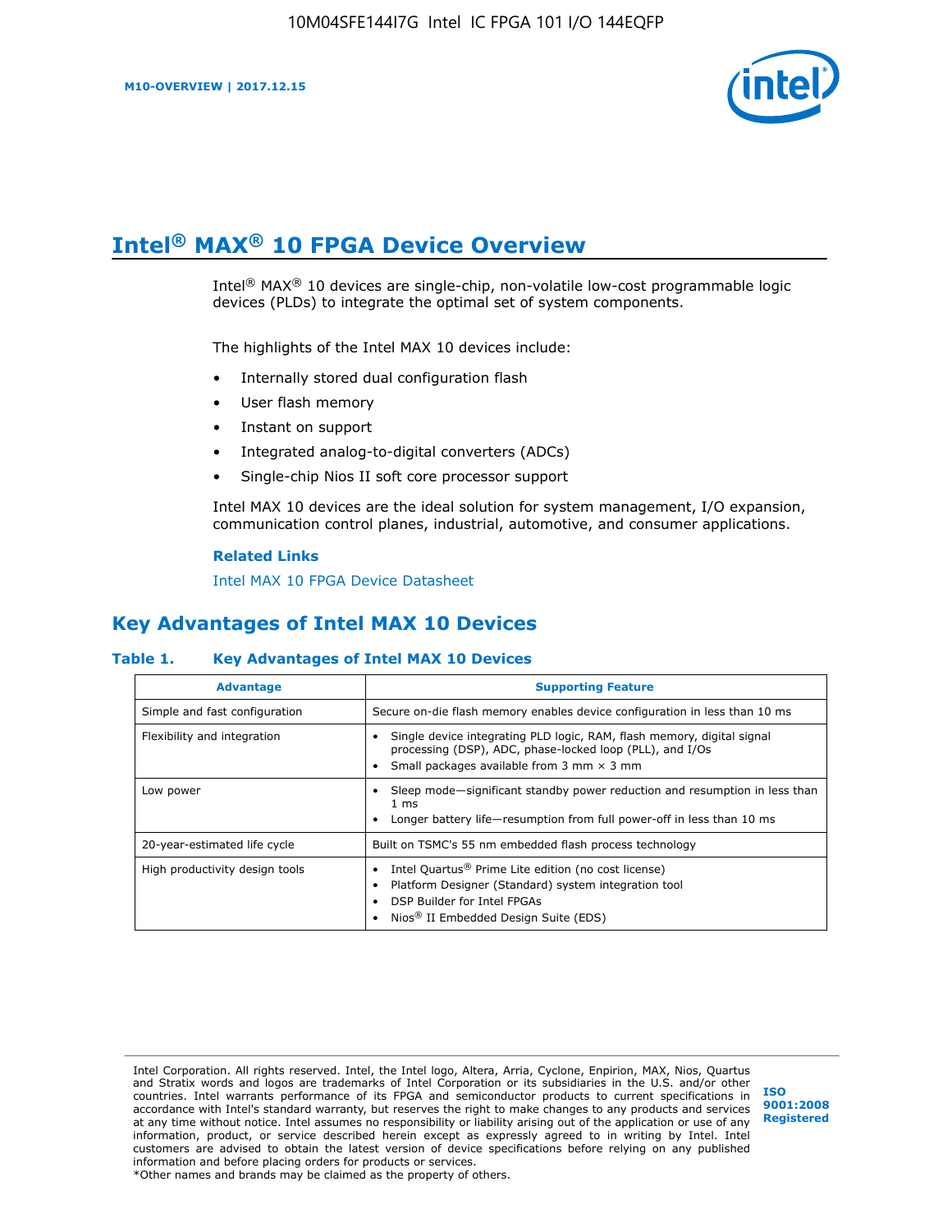# Intel® MAX® 10 FPGA Device Overview

Intel® MAX® 10 devices are single-chip, non-volatile low-cost programmable logic devices (PLDs) to integrate the optimal set of system components.

The highlights of the Intel MAX 10 devices include:

- Internally stored dual configuration flash
- User flash memory
- Instant on support
- Integrated analog-to-digital converters (ADCs)
- Single-chip Nios II soft core processor support

Intel MAX 10 devices are the ideal solution for system management, I/O expansion, communication control planes, industrial, automotive, and consumer applications.

**Related Links**

Intel MAX 10 FPGA Device Datasheet

## Key Advantages of Intel MAX 10 Devices

**Table 1. Key Advantages of Intel MAX 10 Devices**

| Advantage | Supporting Feature |
| --- | --- |
| Simple and fast configuration | Secure on-die flash memory enables device configuration in less than 10 ms |
| Flexibility and integration | • Single device integrating PLD logic, RAM, flash memory, digital signal processing (DSP), ADC, phase-locked loop (PLL), and I/Os<br>• Small packages available from 3 mm × 3 mm |
| Low power | • Sleep mode—significant standby power reduction and resumption in less than 1 ms<br>• Longer battery life—resumption from full power-off in less than 10 ms |
| 20-year-estimated life cycle | Built on TSMC's 55 nm embedded flash process technology |
| High productivity design tools | • Intel Quartus® Prime Lite edition (no cost license)<br>• Platform Designer (Standard) system integration tool<br>• DSP Builder for Intel FPGAs<br>• Nios® II Embedded Design Suite (EDS) |

Intel Corporation. All rights reserved. Intel, the Intel logo, Altera, Arria, Cyclone, Enpirion, MAX, Nios, Quartus and Stratix words and logos are trademarks of Intel Corporation or its subsidiaries in the U.S. and/or other countries. Intel warrants performance of its FPGA and semiconductor products to current specifications in accordance with Intel's standard warranty, but reserves the right to make changes to any products and services at any time without notice. Intel assumes no responsibility or liability arising out of the application or use of any information, product, or service described herein except as expressly agreed to in writing by Intel. Intel customers are advised to obtain the latest version of device specifications before relying on any published information and before placing orders for products or services.
*Other names and brands may be claimed as the property of others.

ISO 9001:2008 Registered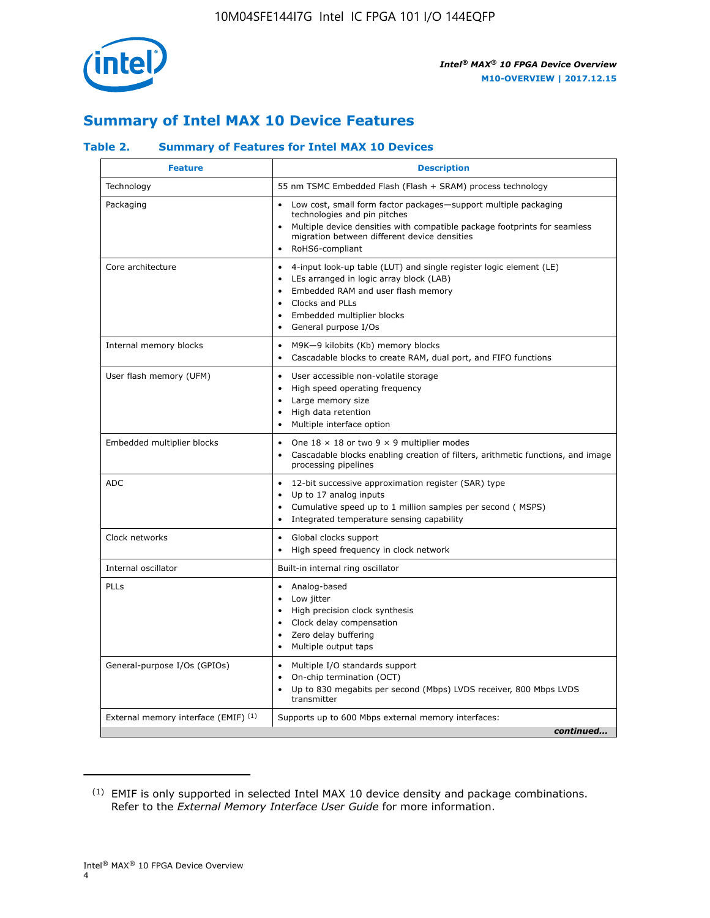## Summary of Intel MAX 10 Device Features

### Table 2. Summary of Features for Intel MAX 10 Devices

| Feature | Description |
|---|---|
| Technology | 55 nm TSMC Embedded Flash (Flash + SRAM) process technology |
| Packaging | • Low cost, small form factor packages—support multiple packaging technologies and pin pitches<br>• Multiple device densities with compatible package footprints for seamless migration between different device densities<br>• RoHS6-compliant |
| Core architecture | • 4-input look-up table (LUT) and single register logic element (LE)<br>• LEs arranged in logic array block (LAB)<br>• Embedded RAM and user flash memory<br>• Clocks and PLLs<br>• Embedded multiplier blocks<br>• General purpose I/Os |
| Internal memory blocks | • M9K—9 kilobits (Kb) memory blocks<br>• Cascadable blocks to create RAM, dual port, and FIFO functions |
| User flash memory (UFM) | • User accessible non-volatile storage<br>• High speed operating frequency<br>• Large memory size<br>• High data retention<br>• Multiple interface option |
| Embedded multiplier blocks | • One 18 × 18 or two 9 × 9 multiplier modes<br>• Cascadable blocks enabling creation of filters, arithmetic functions, and image processing pipelines |
| ADC | • 12-bit successive approximation register (SAR) type<br>• Up to 17 analog inputs<br>• Cumulative speed up to 1 million samples per second ( MSPS)<br>• Integrated temperature sensing capability |
| Clock networks | • Global clocks support<br>• High speed frequency in clock network |
| Internal oscillator | Built-in internal ring oscillator |
| PLLs | • Analog-based<br>• Low jitter<br>• High precision clock synthesis<br>• Clock delay compensation<br>• Zero delay buffering<br>• Multiple output taps |
| General-purpose I/Os (GPIOs) | • Multiple I/O standards support<br>• On-chip termination (OCT)<br>• Up to 830 megabits per second (Mbps) LVDS receiver, 800 Mbps LVDS transmitter |
| External memory interface (EMIF) [1] | Supports up to 600 Mbps external memory interfaces: |

*continued...*

[1] EMIF is only supported in selected Intel MAX 10 device density and package combinations. Refer to the *External Memory Interface User Guide* for more information.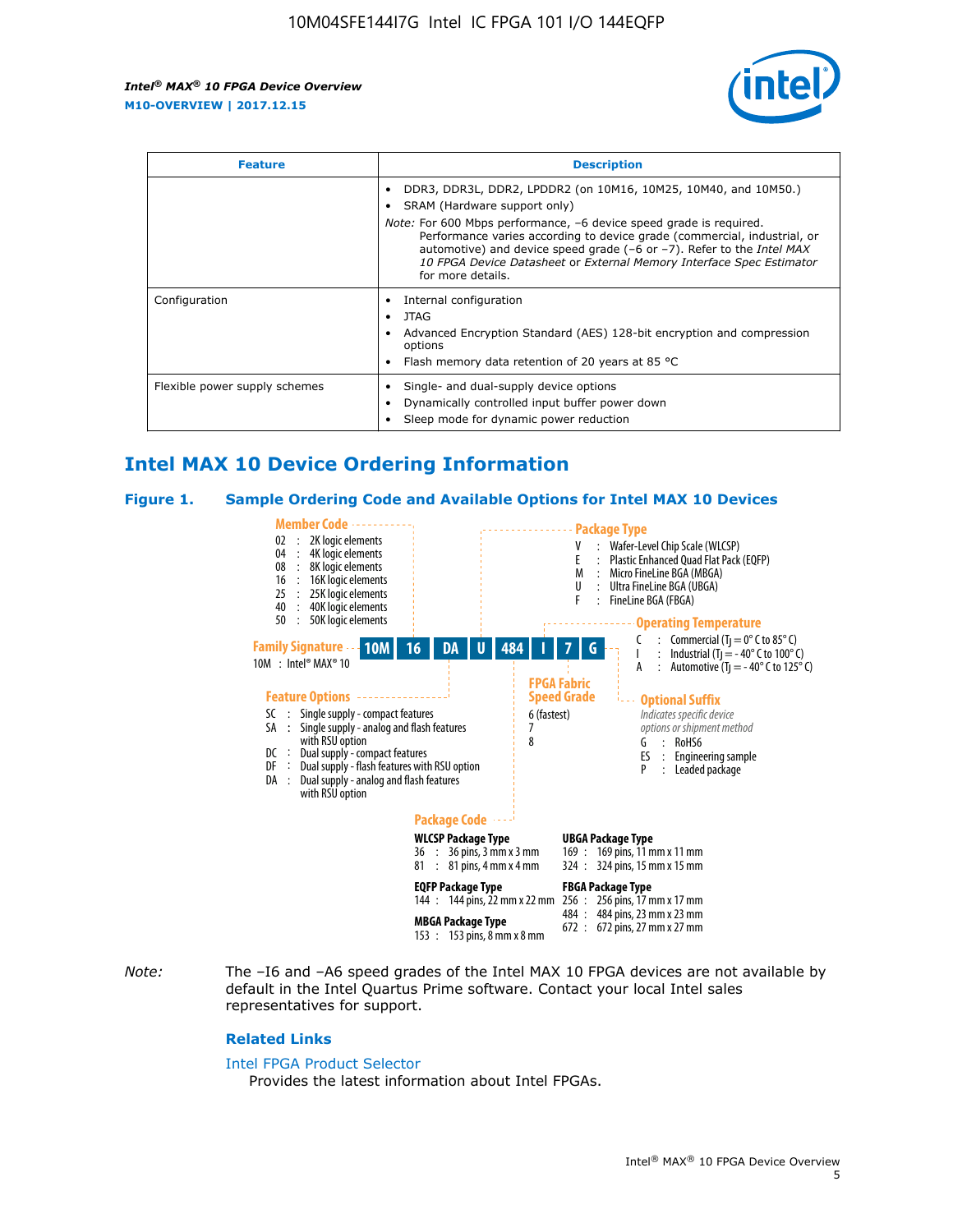| Feature | Description |
| --- | --- |
|  | • DDR3, DDR3L, DDR2, LPDDR2 (on 10M16, 10M25, 10M40, and 10M50.)<br>• SRAM (Hardware support only)<br>*Note:* For 600 Mbps performance, –6 device speed grade is required. Performance varies according to device grade (commercial, industrial, or automotive) and device speed grade (–6 or –7). Refer to the *Intel MAX 10 FPGA Device Datasheet* or *External Memory Interface Spec Estimator* for more details. |
| Configuration | • Internal configuration<br>• JTAG<br>• Advanced Encryption Standard (AES) 128-bit encryption and compression options<br>• Flash memory data retention of 20 years at 85 °C |
| Flexible power supply schemes | • Single- and dual-supply device options<br>• Dynamically controlled input buffer power down<br>• Sleep mode for dynamic power reduction |

## Intel MAX 10 Device Ordering Information

### Figure 1. Sample Ordering Code and Available Options for Intel MAX 10 Devices

**10M | 16 | DA | U | 484 | I | 7 | G**

**Family Signature**
10M : Intel® MAX® 10

**Member Code**
- 02 : 2K logic elements
- 04 : 4K logic elements
- 08 : 8K logic elements
- 16 : 16K logic elements
- 25 : 25K logic elements
- 40 : 40K logic elements
- 50 : 50K logic elements

**Feature Options**
- SC : Single supply - compact features
- SA : Single supply - analog and flash features with RSU option
- DC : Dual supply - compact features
- DF : Dual supply - flash features with RSU option
- DA : Dual supply - analog and flash features with RSU option

**Package Type**
- V : Wafer-Level Chip Scale (WLCSP)
- E : Plastic Enhanced Quad Flat Pack (EQFP)
- M : Micro FineLine BGA (MBGA)
- U : Ultra FineLine BGA (UBGA)
- F : FineLine BGA (FBGA)

**Package Code**

WLCSP Package Type
- 36 : 36 pins, 3 mm x 3 mm
- 81 : 81 pins, 4 mm x 4 mm

EQFP Package Type
- 144 : 144 pins, 22 mm x 22 mm

MBGA Package Type
- 153 : 153 pins, 8 mm x 8 mm

UBGA Package Type
- 169 : 169 pins, 11 mm x 11 mm
- 324 : 324 pins, 15 mm x 15 mm

FBGA Package Type
- 256 : 256 pins, 17 mm x 17 mm
- 484 : 484 pins, 23 mm x 23 mm
- 672 : 672 pins, 27 mm x 27 mm

**Operating Temperature**
- C : Commercial ($T_J$ = 0° C to 85° C)
- I : Industrial ($T_J$ = - 40° C to 100° C)
- A : Automotive ($T_J$ = - 40° C to 125° C)

**FPGA Fabric Speed Grade**
- 6 (fastest)
- 7
- 8

**Optional Suffix**
*Indicates specific device options or shipment method*
- G : RoHS6
- ES : Engineering sample
- P : Leaded package

*Note:* The –I6 and –A6 speed grades of the Intel MAX 10 FPGA devices are not available by default in the Intel Quartus Prime software. Contact your local Intel sales representatives for support.

### Related Links

Intel FPGA Product Selector
Provides the latest information about Intel FPGAs.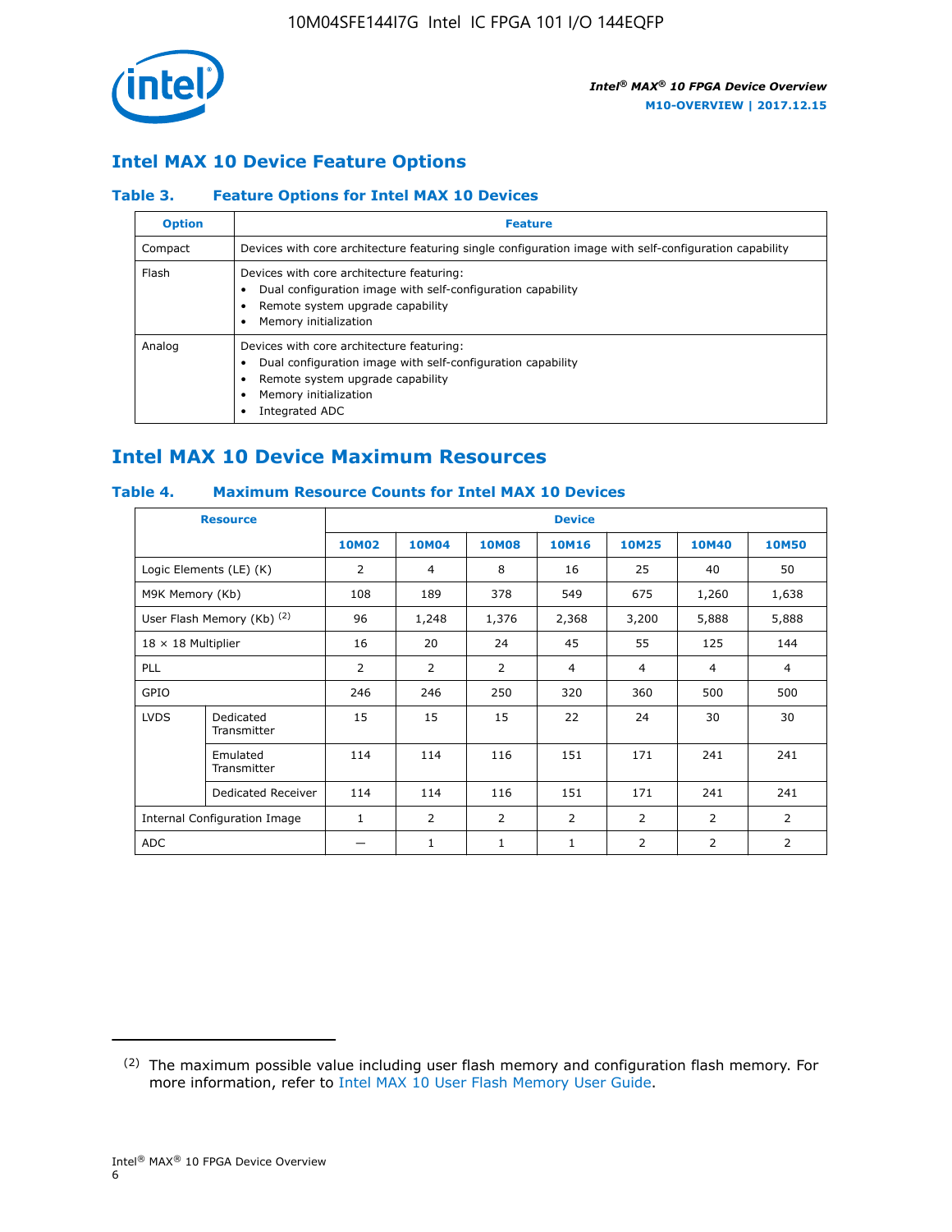## Intel MAX 10 Device Feature Options

### Table 3. Feature Options for Intel MAX 10 Devices

| Option | Feature |
| --- | --- |
| Compact | Devices with core architecture featuring single configuration image with self-configuration capability |
| Flash | Devices with core architecture featuring:<br>• Dual configuration image with self-configuration capability<br>• Remote system upgrade capability<br>• Memory initialization |
| Analog | Devices with core architecture featuring:<br>• Dual configuration image with self-configuration capability<br>• Remote system upgrade capability<br>• Memory initialization<br>• Integrated ADC |

## Intel MAX 10 Device Maximum Resources

### Table 4. Maximum Resource Counts for Intel MAX 10 Devices

| Resource | | Device | | | | | | |
| --- | --- | --- | --- | --- | --- | --- | --- | --- |
| | | 10M02 | 10M04 | 10M08 | 10M16 | 10M25 | 10M40 | 10M50 |
| Logic Elements (LE) (K) | | 2 | 4 | 8 | 16 | 25 | 40 | 50 |
| M9K Memory (Kb) | | 108 | 189 | 378 | 549 | 675 | 1,260 | 1,638 |
| User Flash Memory (Kb) [2] | | 96 | 1,248 | 1,376 | 2,368 | 3,200 | 5,888 | 5,888 |
| 18 × 18 Multiplier | | 16 | 20 | 24 | 45 | 55 | 125 | 144 |
| PLL | | 2 | 2 | 2 | 4 | 4 | 4 | 4 |
| GPIO | | 246 | 246 | 250 | 320 | 360 | 500 | 500 |
| LVDS | Dedicated Transmitter | 15 | 15 | 15 | 22 | 24 | 30 | 30 |
| | Emulated Transmitter | 114 | 114 | 116 | 151 | 171 | 241 | 241 |
| | Dedicated Receiver | 114 | 114 | 116 | 151 | 171 | 241 | 241 |
| Internal Configuration Image | | 1 | 2 | 2 | 2 | 2 | 2 | 2 |
| ADC | | — | 1 | 1 | 1 | 2 | 2 | 2 |

[2] The maximum possible value including user flash memory and configuration flash memory. For more information, refer to Intel MAX 10 User Flash Memory User Guide.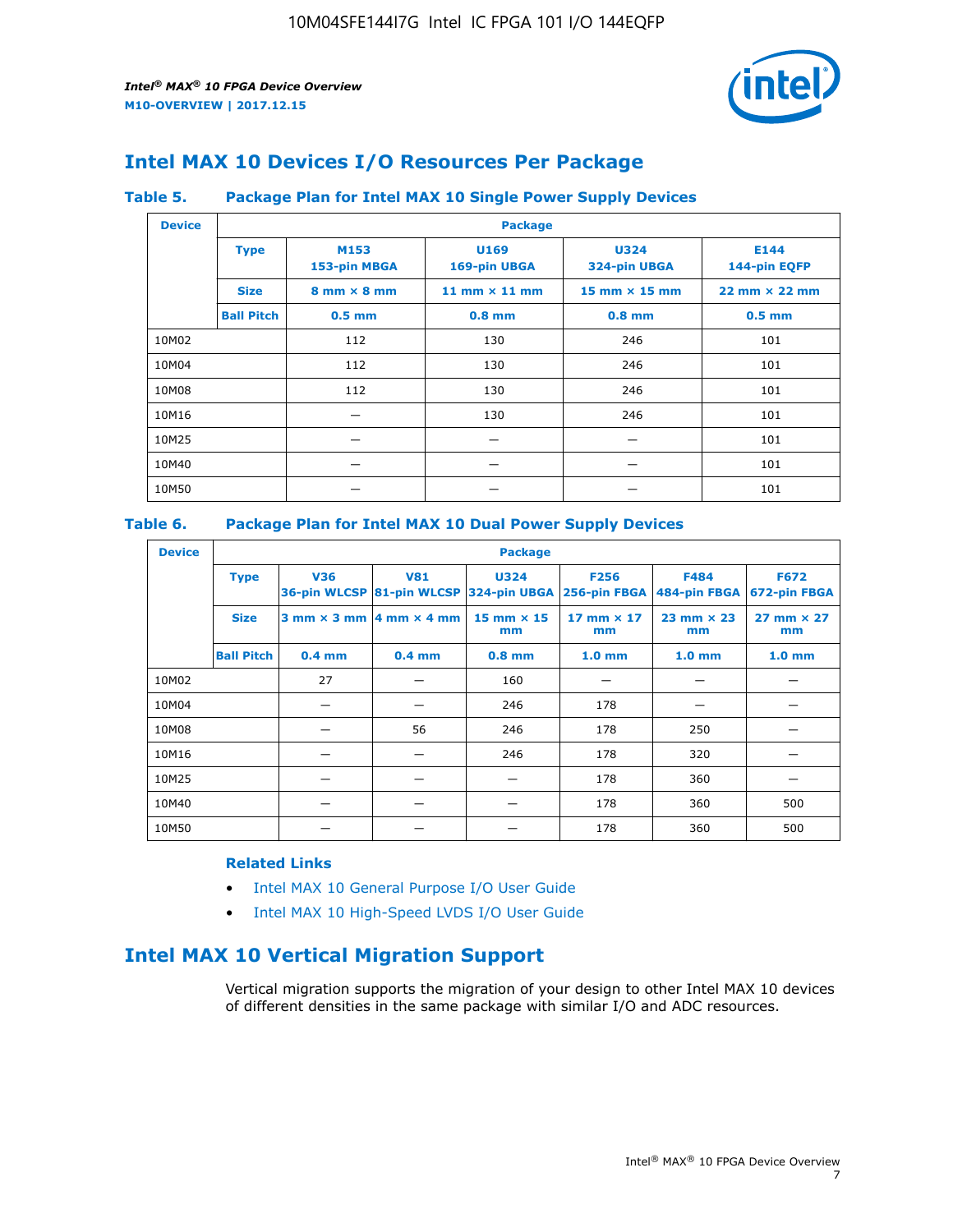## Intel MAX 10 Devices I/O Resources Per Package

**Table 5. Package Plan for Intel MAX 10 Single Power Supply Devices**

| Device | Package | | | | |
|---|---|---|---|---|---|
| | **Type** | **M153** 153-pin MBGA | **U169** 169-pin UBGA | **U324** 324-pin UBGA | **E144** 144-pin EQFP |
| | **Size** | 8 mm × 8 mm | 11 mm × 11 mm | 15 mm × 15 mm | 22 mm × 22 mm |
| | **Ball Pitch** | 0.5 mm | 0.8 mm | 0.8 mm | 0.5 mm |
| 10M02 | | 112 | 130 | 246 | 101 |
| 10M04 | | 112 | 130 | 246 | 101 |
| 10M08 | | 112 | 130 | 246 | 101 |
| 10M16 | | — | 130 | 246 | 101 |
| 10M25 | | — | — | — | 101 |
| 10M40 | | — | — | — | 101 |
| 10M50 | | — | — | — | 101 |

**Table 6. Package Plan for Intel MAX 10 Dual Power Supply Devices**

| Device | Package | | | | | | |
|---|---|---|---|---|---|---|---|
| | **Type** | **V36** 36-pin WLCSP | **V81** 81-pin WLCSP | **U324** 324-pin UBGA | **F256** 256-pin FBGA | **F484** 484-pin FBGA | **F672** 672-pin FBGA |
| | **Size** | 3 mm × 3 mm | 4 mm × 4 mm | 15 mm × 15 mm | 17 mm × 17 mm | 23 mm × 23 mm | 27 mm × 27 mm |
| | **Ball Pitch** | 0.4 mm | 0.4 mm | 0.8 mm | 1.0 mm | 1.0 mm | 1.0 mm |
| 10M02 | | 27 | — | 160 | — | — | — |
| 10M04 | | — | — | 246 | 178 | — | — |
| 10M08 | | — | 56 | 246 | 178 | 250 | — |
| 10M16 | | — | — | 246 | 178 | 320 | — |
| 10M25 | | — | — | — | 178 | 360 | — |
| 10M40 | | — | — | — | 178 | 360 | 500 |
| 10M50 | | — | — | — | 178 | 360 | 500 |

**Related Links**

- Intel MAX 10 General Purpose I/O User Guide
- Intel MAX 10 High-Speed LVDS I/O User Guide

## Intel MAX 10 Vertical Migration Support

Vertical migration supports the migration of your design to other Intel MAX 10 devices of different densities in the same package with similar I/O and ADC resources.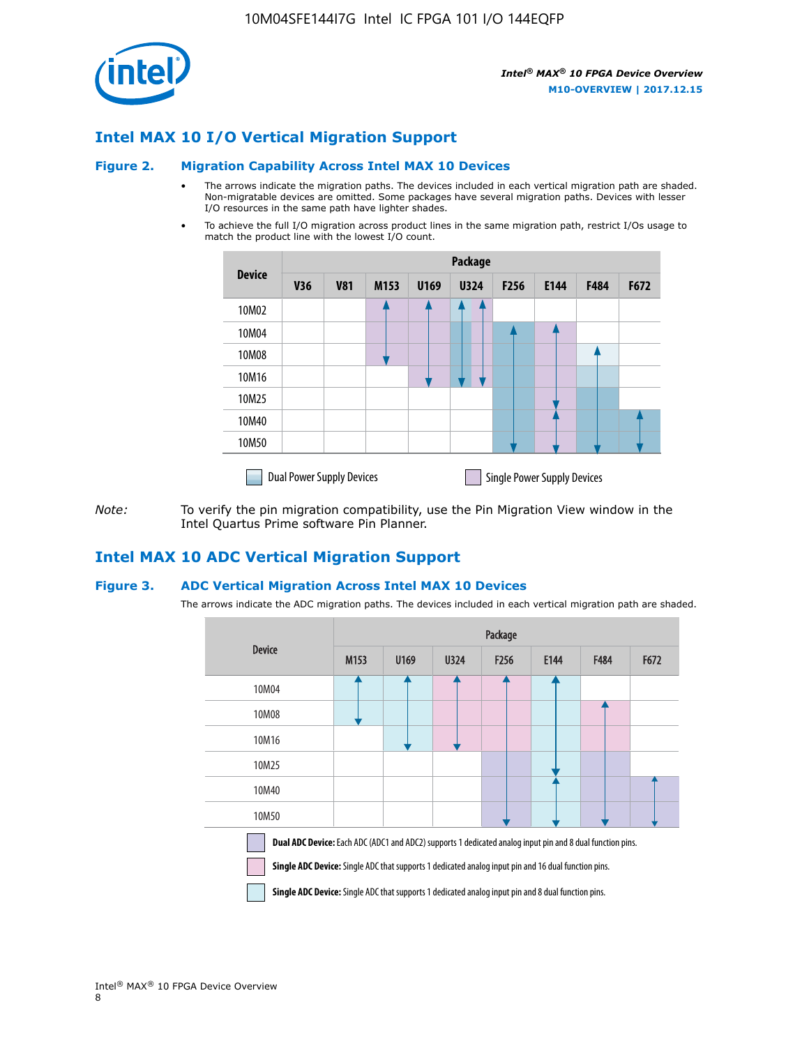## Intel MAX 10 I/O Vertical Migration Support

### Figure 2. Migration Capability Across Intel MAX 10 Devices

- The arrows indicate the migration paths. The devices included in each vertical migration path are shaded. Non-migratable devices are omitted. Some packages have several migration paths. Devices with lesser I/O resources in the same path have lighter shades.
- To achieve the full I/O migration across product lines in the same migration path, restrict I/Os usage to match the product line with the lowest I/O count.

| Device | Package | | | | | | | | |
|---|---|---|---|---|---|---|---|---|---|
| | V36 | V81 | M153 | U169 | U324 | F256 | E144 | F484 | F672 |
| 10M02 | | | | | | | | | |
| 10M04 | | | | | | | | | |
| 10M08 | | | | | | | | | |
| 10M16 | | | | | | | | | |
| 10M25 | | | | | | | | | |
| 10M40 | | | | | | | | | |
| 10M50 | | | | | | | | | |

Dual Power Supply Devices | Single Power Supply Devices

*Note:* To verify the pin migration compatibility, use the Pin Migration View window in the Intel Quartus Prime software Pin Planner.

## Intel MAX 10 ADC Vertical Migration Support

### Figure 3. ADC Vertical Migration Across Intel MAX 10 Devices

The arrows indicate the ADC migration paths. The devices included in each vertical migration path are shaded.

| Device | Package | | | | | | |
|---|---|---|---|---|---|---|---|
| | M153 | U169 | U324 | F256 | E144 | F484 | F672 |
| 10M04 | | | | | | | |
| 10M08 | | | | | | | |
| 10M16 | | | | | | | |
| 10M25 | | | | | | | |
| 10M40 | | | | | | | |
| 10M50 | | | | | | | |

**Dual ADC Device:** Each ADC (ADC1 and ADC2) supports 1 dedicated analog input pin and 8 dual function pins.

**Single ADC Device:** Single ADC that supports 1 dedicated analog input pin and 16 dual function pins.

**Single ADC Device:** Single ADC that supports 1 dedicated analog input pin and 8 dual function pins.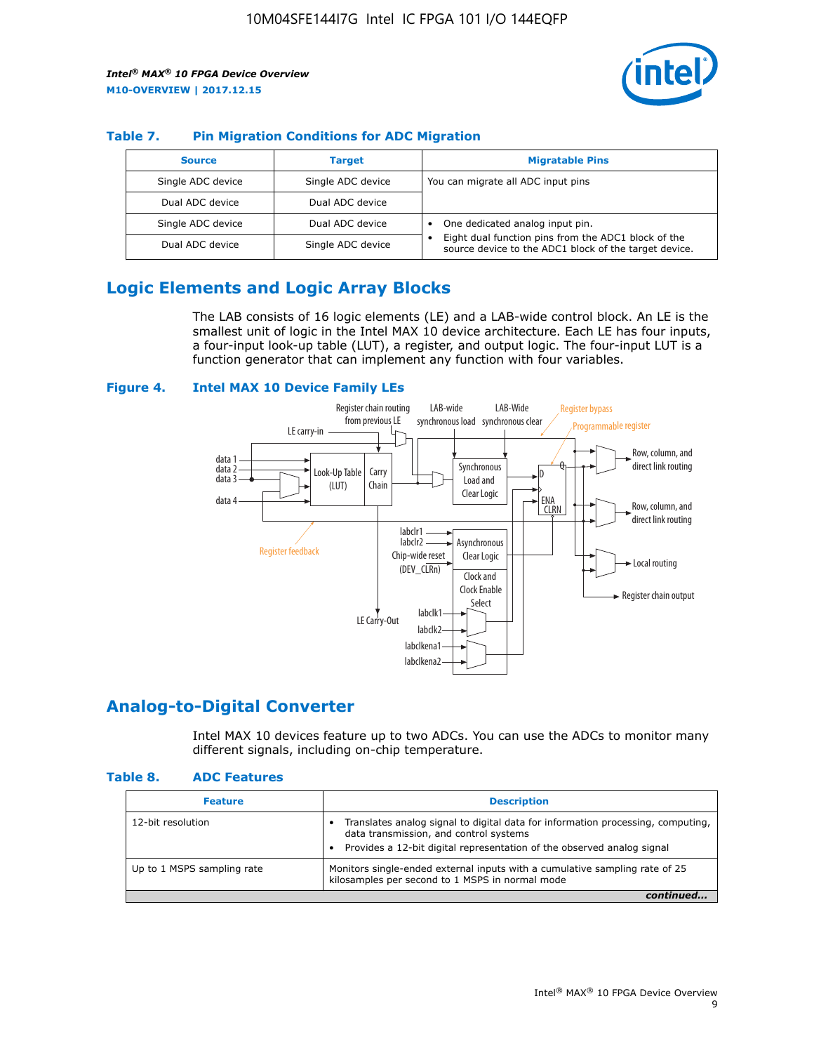### Table 7. Pin Migration Conditions for ADC Migration

| Source | Target | Migratable Pins |
|---|---|---|
| Single ADC device | Single ADC device | You can migrate all ADC input pins |
| Dual ADC device | Dual ADC device | |
| Single ADC device | Dual ADC device | • One dedicated analog input pin.<br>• Eight dual function pins from the ADC1 block of the source device to the ADC1 block of the target device. |
| Dual ADC device | Single ADC device | |

## Logic Elements and Logic Array Blocks

The LAB consists of 16 logic elements (LE) and a LAB-wide control block. An LE is the smallest unit of logic in the Intel MAX 10 device architecture. Each LE has four inputs, a four-input look-up table (LUT), a register, and output logic. The four-input LUT is a function generator that can implement any function with four variables.

### Figure 4. Intel MAX 10 Device Family LEs

## Analog-to-Digital Converter

Intel MAX 10 devices feature up to two ADCs. You can use the ADCs to monitor many different signals, including on-chip temperature.

### Table 8. ADC Features

| Feature | Description |
|---|---|
| 12-bit resolution | • Translates analog signal to digital data for information processing, computing, data transmission, and control systems<br>• Provides a 12-bit digital representation of the observed analog signal |
| Up to 1 MSPS sampling rate | Monitors single-ended external inputs with a cumulative sampling rate of 25 kilosamples per second to 1 MSPS in normal mode |

*continued...*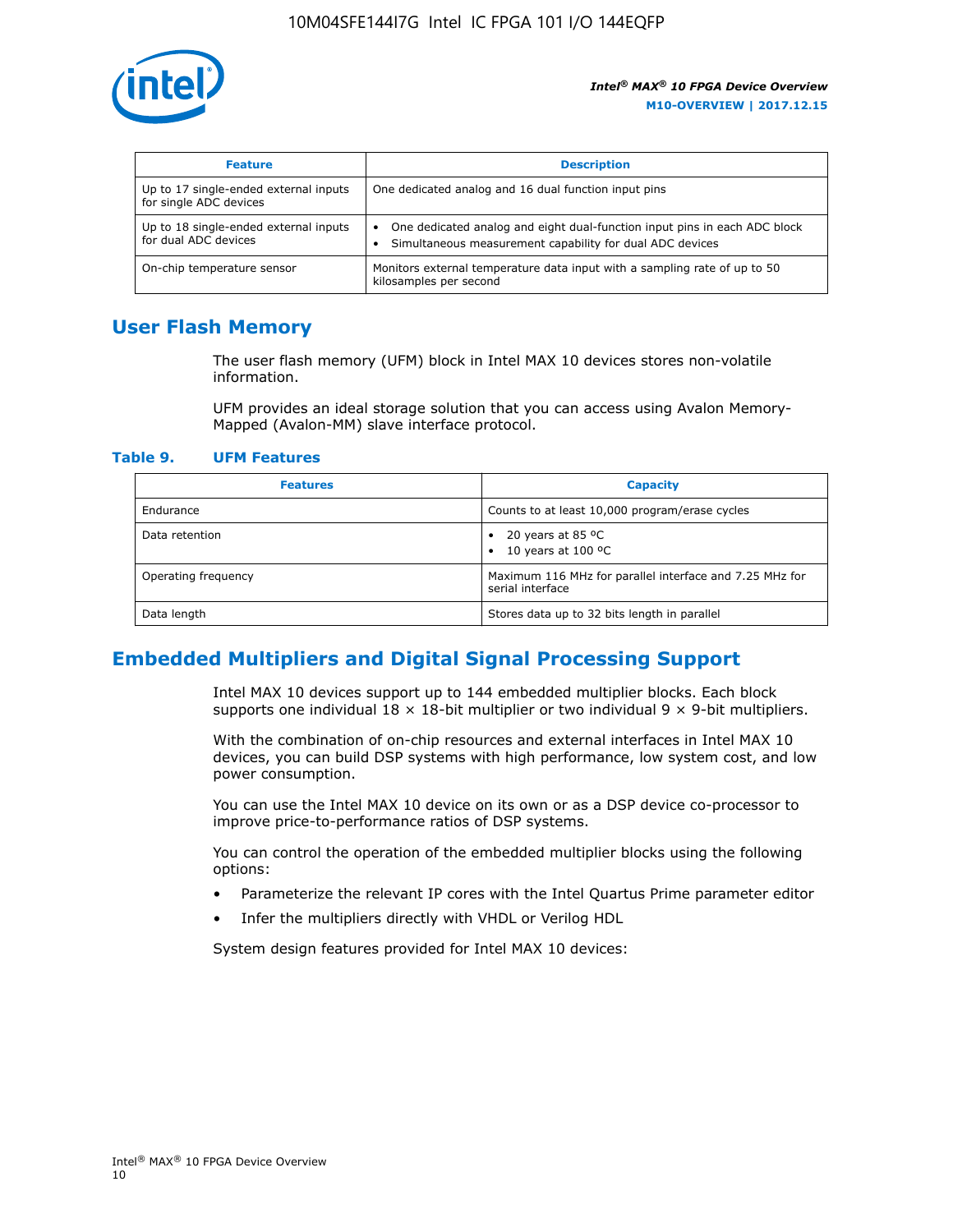| Feature | Description |
| --- | --- |
| Up to 17 single-ended external inputs for single ADC devices | One dedicated analog and 16 dual function input pins |
| Up to 18 single-ended external inputs for dual ADC devices | • One dedicated analog and eight dual-function input pins in each ADC block<br>• Simultaneous measurement capability for dual ADC devices |
| On-chip temperature sensor | Monitors external temperature data input with a sampling rate of up to 50 kilosamples per second |

## User Flash Memory

The user flash memory (UFM) block in Intel MAX 10 devices stores non-volatile information.

UFM provides an ideal storage solution that you can access using Avalon Memory-Mapped (Avalon-MM) slave interface protocol.

**Table 9. UFM Features**

| Features | Capacity |
| --- | --- |
| Endurance | Counts to at least 10,000 program/erase cycles |
| Data retention | • 20 years at 85 ºC<br>• 10 years at 100 ºC |
| Operating frequency | Maximum 116 MHz for parallel interface and 7.25 MHz for serial interface |
| Data length | Stores data up to 32 bits length in parallel |

## Embedded Multipliers and Digital Signal Processing Support

Intel MAX 10 devices support up to 144 embedded multiplier blocks. Each block supports one individual 18 × 18-bit multiplier or two individual 9 × 9-bit multipliers.

With the combination of on-chip resources and external interfaces in Intel MAX 10 devices, you can build DSP systems with high performance, low system cost, and low power consumption.

You can use the Intel MAX 10 device on its own or as a DSP device co-processor to improve price-to-performance ratios of DSP systems.

You can control the operation of the embedded multiplier blocks using the following options:

- Parameterize the relevant IP cores with the Intel Quartus Prime parameter editor
- Infer the multipliers directly with VHDL or Verilog HDL

System design features provided for Intel MAX 10 devices: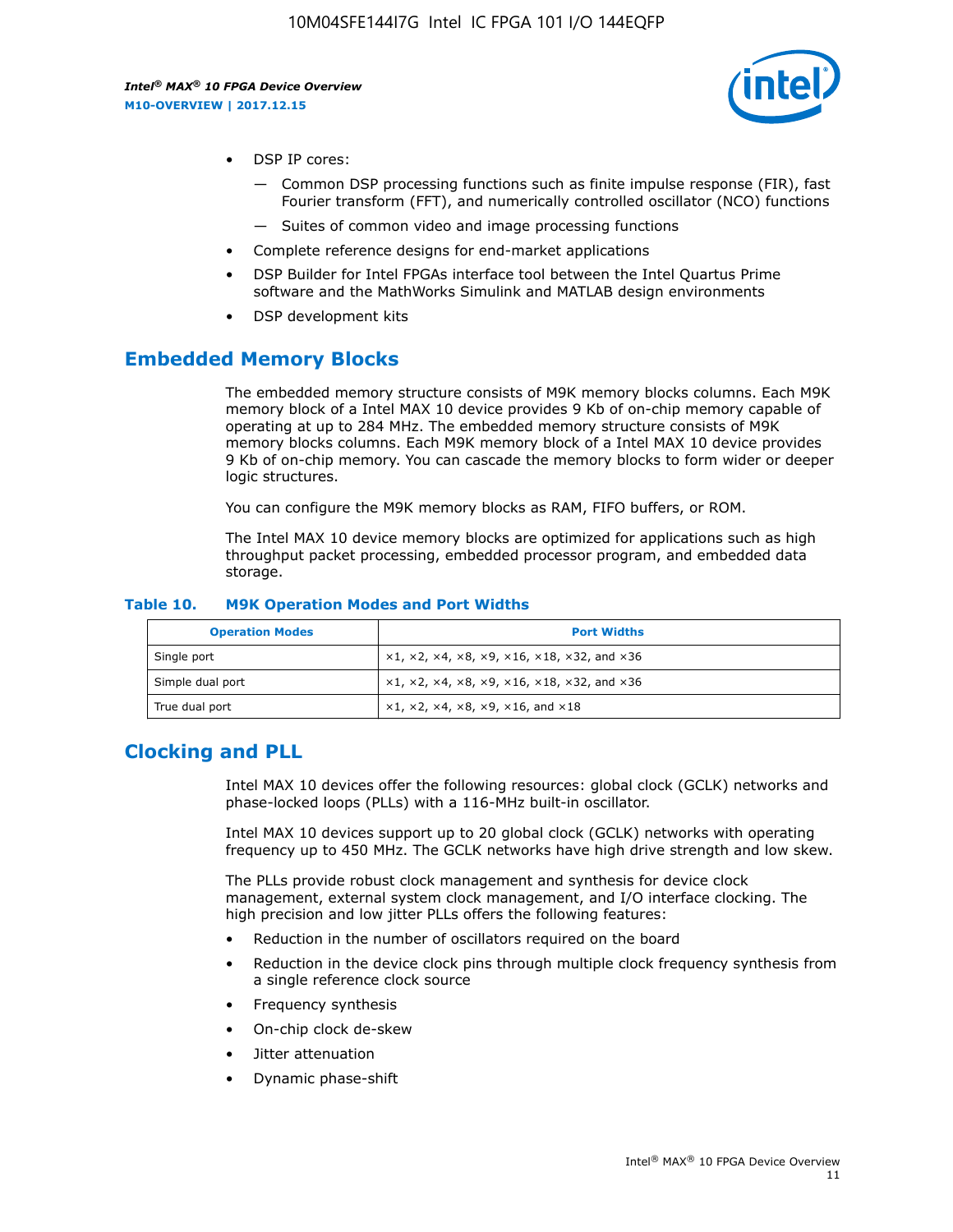- DSP IP cores:
  - Common DSP processing functions such as finite impulse response (FIR), fast Fourier transform (FFT), and numerically controlled oscillator (NCO) functions
  - Suites of common video and image processing functions
- Complete reference designs for end-market applications
- DSP Builder for Intel FPGAs interface tool between the Intel Quartus Prime software and the MathWorks Simulink and MATLAB design environments
- DSP development kits

## Embedded Memory Blocks

The embedded memory structure consists of M9K memory blocks columns. Each M9K memory block of a Intel MAX 10 device provides 9 Kb of on-chip memory capable of operating at up to 284 MHz. The embedded memory structure consists of M9K memory blocks columns. Each M9K memory block of a Intel MAX 10 device provides 9 Kb of on-chip memory. You can cascade the memory blocks to form wider or deeper logic structures.

You can configure the M9K memory blocks as RAM, FIFO buffers, or ROM.

The Intel MAX 10 device memory blocks are optimized for applications such as high throughput packet processing, embedded processor program, and embedded data storage.

**Table 10. M9K Operation Modes and Port Widths**

| Operation Modes | Port Widths |
| --- | --- |
| Single port | ×1, ×2, ×4, ×8, ×9, ×16, ×18, ×32, and ×36 |
| Simple dual port | ×1, ×2, ×4, ×8, ×9, ×16, ×18, ×32, and ×36 |
| True dual port | ×1, ×2, ×4, ×8, ×9, ×16, and ×18 |

## Clocking and PLL

Intel MAX 10 devices offer the following resources: global clock (GCLK) networks and phase-locked loops (PLLs) with a 116-MHz built-in oscillator.

Intel MAX 10 devices support up to 20 global clock (GCLK) networks with operating frequency up to 450 MHz. The GCLK networks have high drive strength and low skew.

The PLLs provide robust clock management and synthesis for device clock management, external system clock management, and I/O interface clocking. The high precision and low jitter PLLs offers the following features:

- Reduction in the number of oscillators required on the board
- Reduction in the device clock pins through multiple clock frequency synthesis from a single reference clock source
- Frequency synthesis
- On-chip clock de-skew
- Jitter attenuation
- Dynamic phase-shift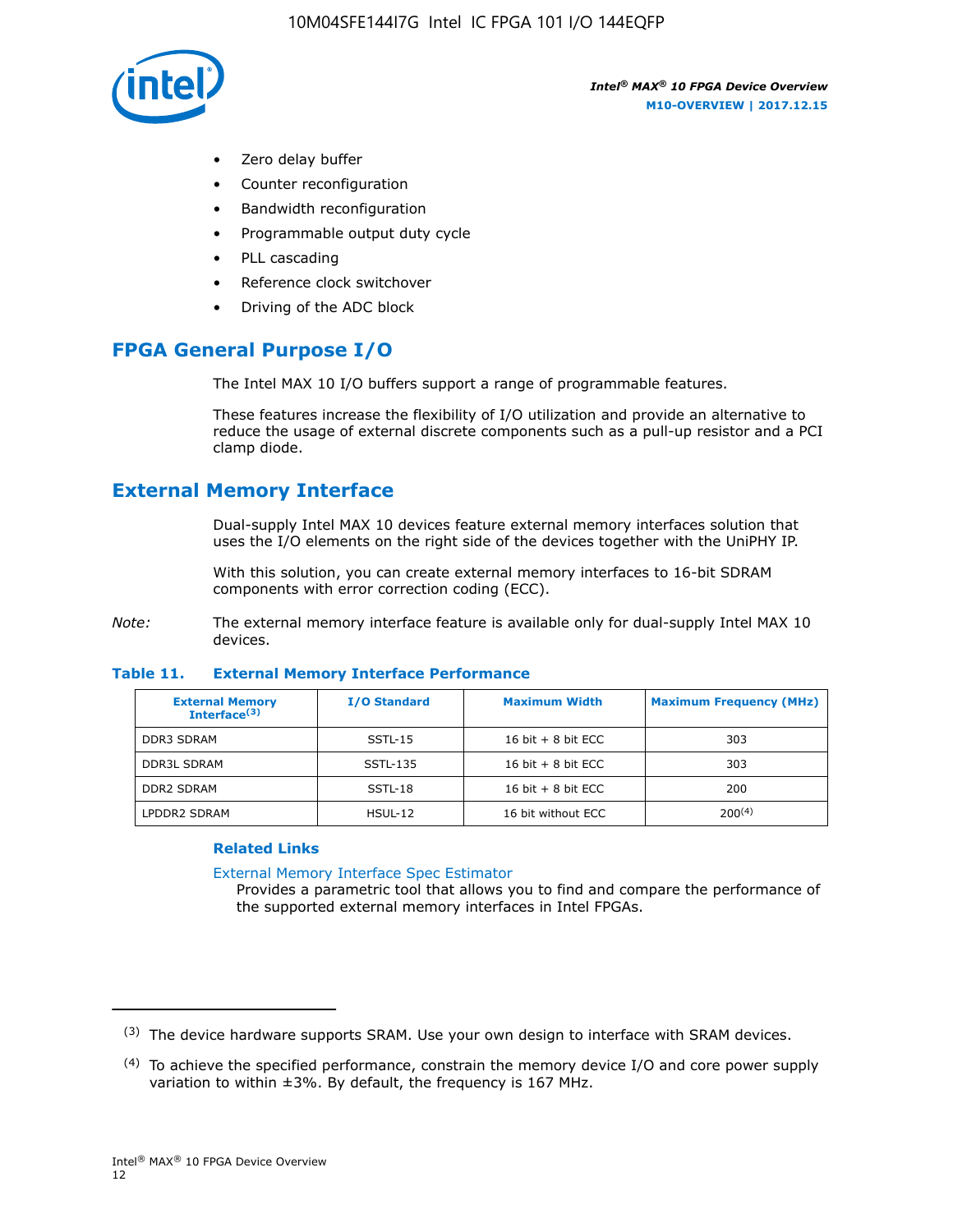- Zero delay buffer
- Counter reconfiguration
- Bandwidth reconfiguration
- Programmable output duty cycle
- PLL cascading
- Reference clock switchover
- Driving of the ADC block

## FPGA General Purpose I/O

The Intel MAX 10 I/O buffers support a range of programmable features.

These features increase the flexibility of I/O utilization and provide an alternative to reduce the usage of external discrete components such as a pull-up resistor and a PCI clamp diode.

## External Memory Interface

Dual-supply Intel MAX 10 devices feature external memory interfaces solution that uses the I/O elements on the right side of the devices together with the UniPHY IP.

With this solution, you can create external memory interfaces to 16-bit SDRAM components with error correction coding (ECC).

*Note:* The external memory interface feature is available only for dual-supply Intel MAX 10 devices.

### Table 11. External Memory Interface Performance

| External Memory Interface[3] | I/O Standard | Maximum Width | Maximum Frequency (MHz) |
|---|---|---|---|
| DDR3 SDRAM | SSTL-15 | 16 bit + 8 bit ECC | 303 |
| DDR3L SDRAM | SSTL-135 | 16 bit + 8 bit ECC | 303 |
| DDR2 SDRAM | SSTL-18 | 16 bit + 8 bit ECC | 200 |
| LPDDR2 SDRAM | HSUL-12 | 16 bit without ECC | 200[4] |

#### Related Links

External Memory Interface Spec Estimator
Provides a parametric tool that allows you to find and compare the performance of the supported external memory interfaces in Intel FPGAs.

---

[3] The device hardware supports SRAM. Use your own design to interface with SRAM devices.

[4] To achieve the specified performance, constrain the memory device I/O and core power supply variation to within ±3%. By default, the frequency is 167 MHz.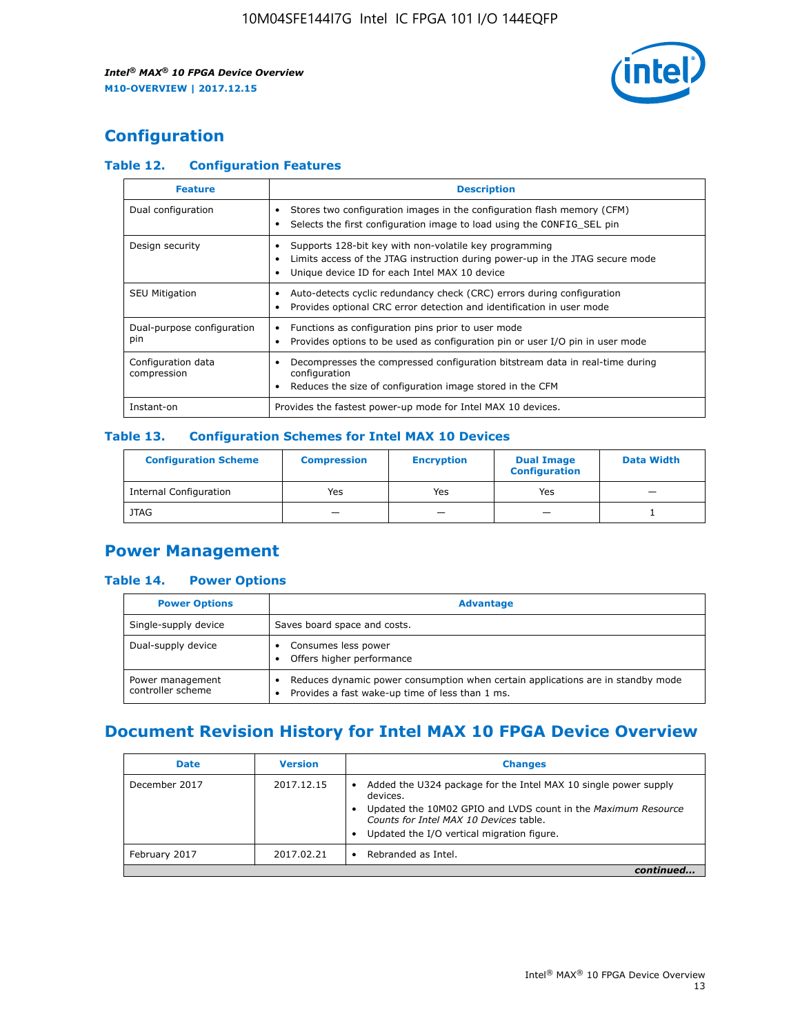## Configuration

### Table 12. Configuration Features

| Feature | Description |
| --- | --- |
| Dual configuration | • Stores two configuration images in the configuration flash memory (CFM) • Selects the first configuration image to load using the CONFIG_SEL pin |
| Design security | • Supports 128-bit key with non-volatile key programming • Limits access of the JTAG instruction during power-up in the JTAG secure mode • Unique device ID for each Intel MAX 10 device |
| SEU Mitigation | • Auto-detects cyclic redundancy check (CRC) errors during configuration • Provides optional CRC error detection and identification in user mode |
| Dual-purpose configuration pin | • Functions as configuration pins prior to user mode • Provides options to be used as configuration pin or user I/O pin in user mode |
| Configuration data compression | • Decompresses the compressed configuration bitstream data in real-time during configuration • Reduces the size of configuration image stored in the CFM |
| Instant-on | Provides the fastest power-up mode for Intel MAX 10 devices. |

### Table 13. Configuration Schemes for Intel MAX 10 Devices

| Configuration Scheme | Compression | Encryption | Dual Image Configuration | Data Width |
| --- | --- | --- | --- | --- |
| Internal Configuration | Yes | Yes | Yes | — |
| JTAG | — | — | — | 1 |

## Power Management

### Table 14. Power Options

| Power Options | Advantage |
| --- | --- |
| Single-supply device | Saves board space and costs. |
| Dual-supply device | • Consumes less power • Offers higher performance |
| Power management controller scheme | • Reduces dynamic power consumption when certain applications are in standby mode • Provides a fast wake-up time of less than 1 ms. |

## Document Revision History for Intel MAX 10 FPGA Device Overview

| Date | Version | Changes |
| --- | --- | --- |
| December 2017 | 2017.12.15 | • Added the U324 package for the Intel MAX 10 single power supply devices. • Updated the 10M02 GPIO and LVDS count in the *Maximum Resource Counts for Intel MAX 10 Devices* table. • Updated the I/O vertical migration figure. |
| February 2017 | 2017.02.21 | • Rebranded as Intel. |

*continued...*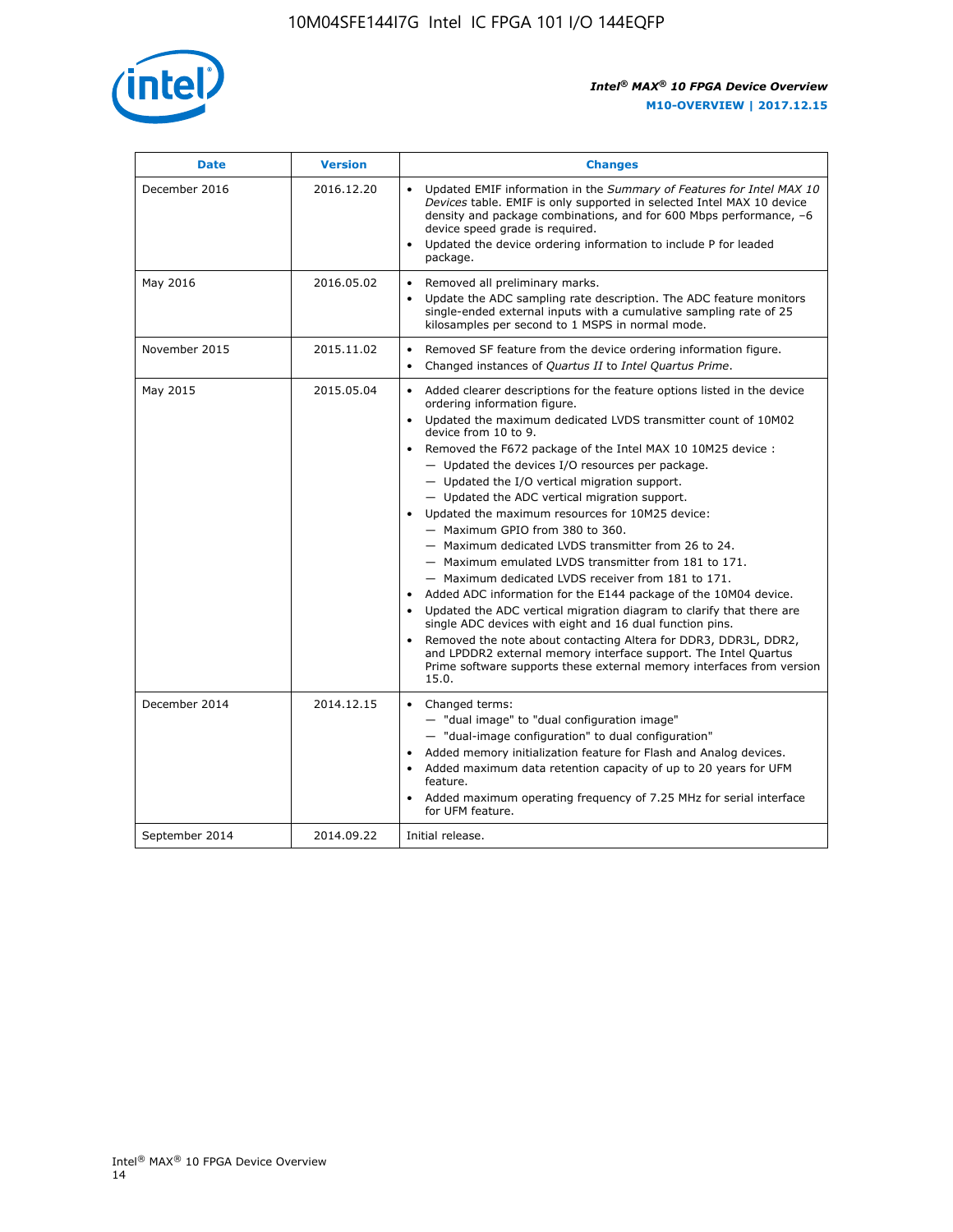| Date | Version | Changes |
| --- | --- | --- |
| December 2016 | 2016.12.20 | • Updated EMIF information in the *Summary of Features for Intel MAX 10 Devices* table. EMIF is only supported in selected Intel MAX 10 device density and package combinations, and for 600 Mbps performance, –6 device speed grade is required.<br>• Updated the device ordering information to include P for leaded package. |
| May 2016 | 2016.05.02 | • Removed all preliminary marks.<br>• Update the ADC sampling rate description. The ADC feature monitors single-ended external inputs with a cumulative sampling rate of 25 kilosamples per second to 1 MSPS in normal mode. |
| November 2015 | 2015.11.02 | • Removed SF feature from the device ordering information figure.<br>• Changed instances of *Quartus II* to *Intel Quartus Prime*. |
| May 2015 | 2015.05.04 | • Added clearer descriptions for the feature options listed in the device ordering information figure.<br>• Updated the maximum dedicated LVDS transmitter count of 10M02 device from 10 to 9.<br>• Removed the F672 package of the Intel MAX 10 10M25 device :<br>— Updated the devices I/O resources per package.<br>— Updated the I/O vertical migration support.<br>— Updated the ADC vertical migration support.<br>• Updated the maximum resources for 10M25 device:<br>— Maximum GPIO from 380 to 360.<br>— Maximum dedicated LVDS transmitter from 26 to 24.<br>— Maximum emulated LVDS transmitter from 181 to 171.<br>— Maximum dedicated LVDS receiver from 181 to 171.<br>• Added ADC information for the E144 package of the 10M04 device.<br>• Updated the ADC vertical migration diagram to clarify that there are single ADC devices with eight and 16 dual function pins.<br>• Removed the note about contacting Altera for DDR3, DDR3L, DDR2, and LPDDR2 external memory interface support. The Intel Quartus Prime software supports these external memory interfaces from version 15.0. |
| December 2014 | 2014.12.15 | • Changed terms:<br>— "dual image" to "dual configuration image"<br>— "dual-image configuration" to dual configuration"<br>• Added memory initialization feature for Flash and Analog devices.<br>• Added maximum data retention capacity of up to 20 years for UFM feature.<br>• Added maximum operating frequency of 7.25 MHz for serial interface for UFM feature. |
| September 2014 | 2014.09.22 | Initial release. |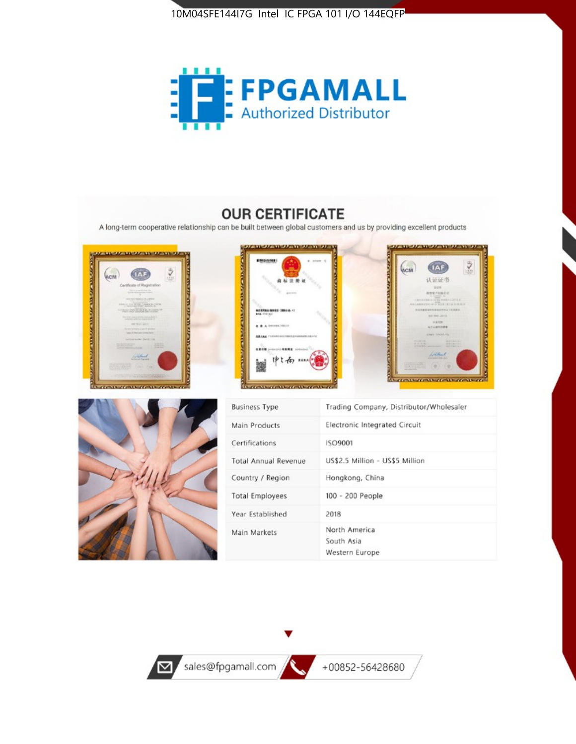FPGAMALL
Authorized Distributor

## OUR CERTIFICATE

A long-term cooperative relationship can be built between global customers and us by providing excellent products

| | |
|---|---|
| Business Type | Trading Company, Distributor/Wholesaler |
| Main Products | Electronic Integrated Circuit |
| Certifications | ISO9001 |
| Total Annual Revenue | US$2.5 Million - US$5 Million |
| Country / Region | Hongkong, China |
| Total Employees | 100 - 200 People |
| Year Established | 2018 |
| Main Markets | North America<br>South Asia<br>Western Europe |

sales@fpgamall.com

+00852-56428680